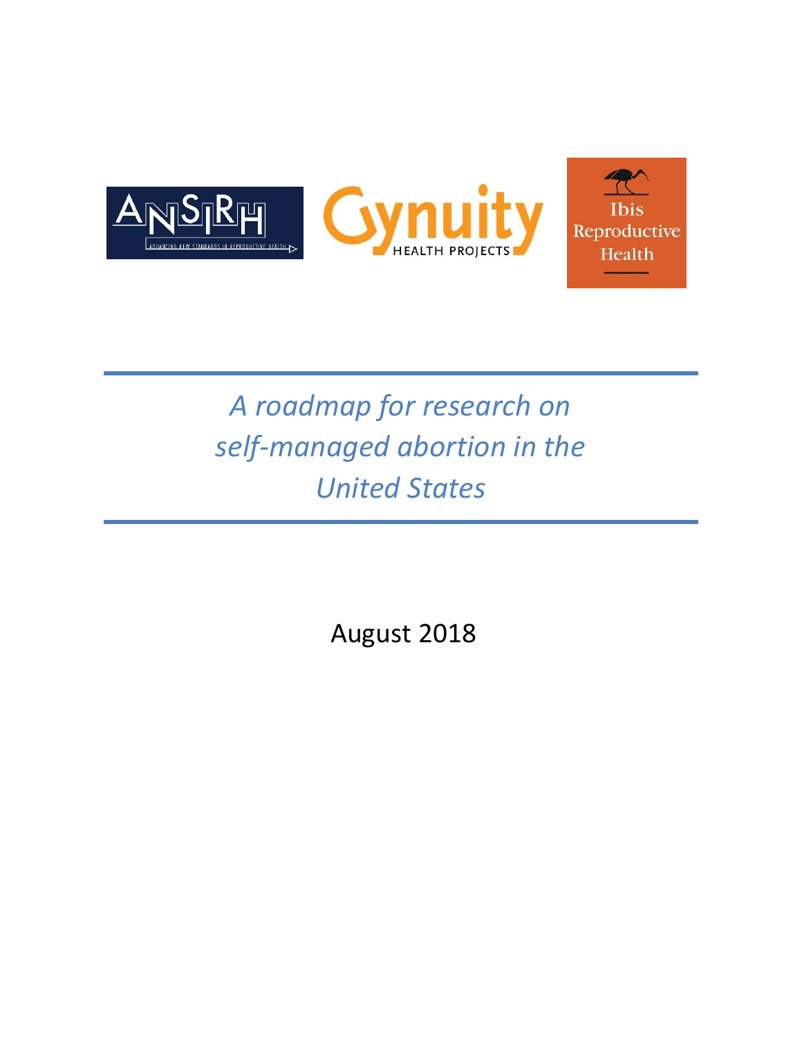ANSIRH — ADVANCING NEW STANDARDS IN REPRODUCTIVE HEALTH

Gynuity HEALTH PROJECTS

Ibis Reproductive Health

# *A roadmap for research on self-managed abortion in the United States*

August 2018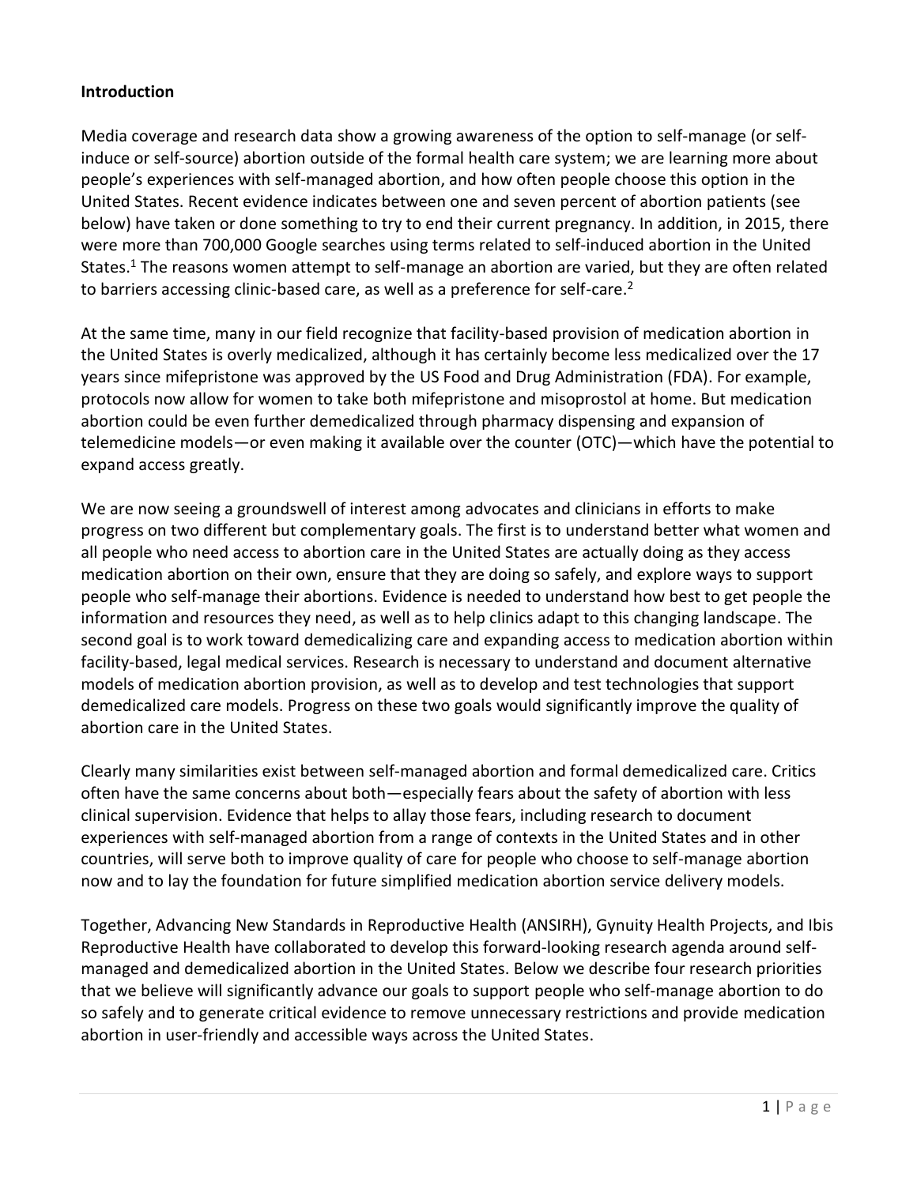**Introduction**

Media coverage and research data show a growing awareness of the option to self-manage (or self-induce or self-source) abortion outside of the formal health care system; we are learning more about people's experiences with self-managed abortion, and how often people choose this option in the United States. Recent evidence indicates between one and seven percent of abortion patients (see below) have taken or done something to try to end their current pregnancy. In addition, in 2015, there were more than 700,000 Google searches using terms related to self-induced abortion in the United States.[1] The reasons women attempt to self-manage an abortion are varied, but they are often related to barriers accessing clinic-based care, as well as a preference for self-care.[2]

At the same time, many in our field recognize that facility-based provision of medication abortion in the United States is overly medicalized, although it has certainly become less medicalized over the 17 years since mifepristone was approved by the US Food and Drug Administration (FDA). For example, protocols now allow for women to take both mifepristone and misoprostol at home. But medication abortion could be even further demedicalized through pharmacy dispensing and expansion of telemedicine models—or even making it available over the counter (OTC)—which have the potential to expand access greatly.

We are now seeing a groundswell of interest among advocates and clinicians in efforts to make progress on two different but complementary goals. The first is to understand better what women and all people who need access to abortion care in the United States are actually doing as they access medication abortion on their own, ensure that they are doing so safely, and explore ways to support people who self-manage their abortions. Evidence is needed to understand how best to get people the information and resources they need, as well as to help clinics adapt to this changing landscape. The second goal is to work toward demedicalizing care and expanding access to medication abortion within facility-based, legal medical services. Research is necessary to understand and document alternative models of medication abortion provision, as well as to develop and test technologies that support demedicalized care models. Progress on these two goals would significantly improve the quality of abortion care in the United States.

Clearly many similarities exist between self-managed abortion and formal demedicalized care. Critics often have the same concerns about both—especially fears about the safety of abortion with less clinical supervision. Evidence that helps to allay those fears, including research to document experiences with self-managed abortion from a range of contexts in the United States and in other countries, will serve both to improve quality of care for people who choose to self-manage abortion now and to lay the foundation for future simplified medication abortion service delivery models.

Together, Advancing New Standards in Reproductive Health (ANSIRH), Gynuity Health Projects, and Ibis Reproductive Health have collaborated to develop this forward-looking research agenda around self-managed and demedicalized abortion in the United States. Below we describe four research priorities that we believe will significantly advance our goals to support people who self-manage abortion to do so safely and to generate critical evidence to remove unnecessary restrictions and provide medication abortion in user-friendly and accessible ways across the United States.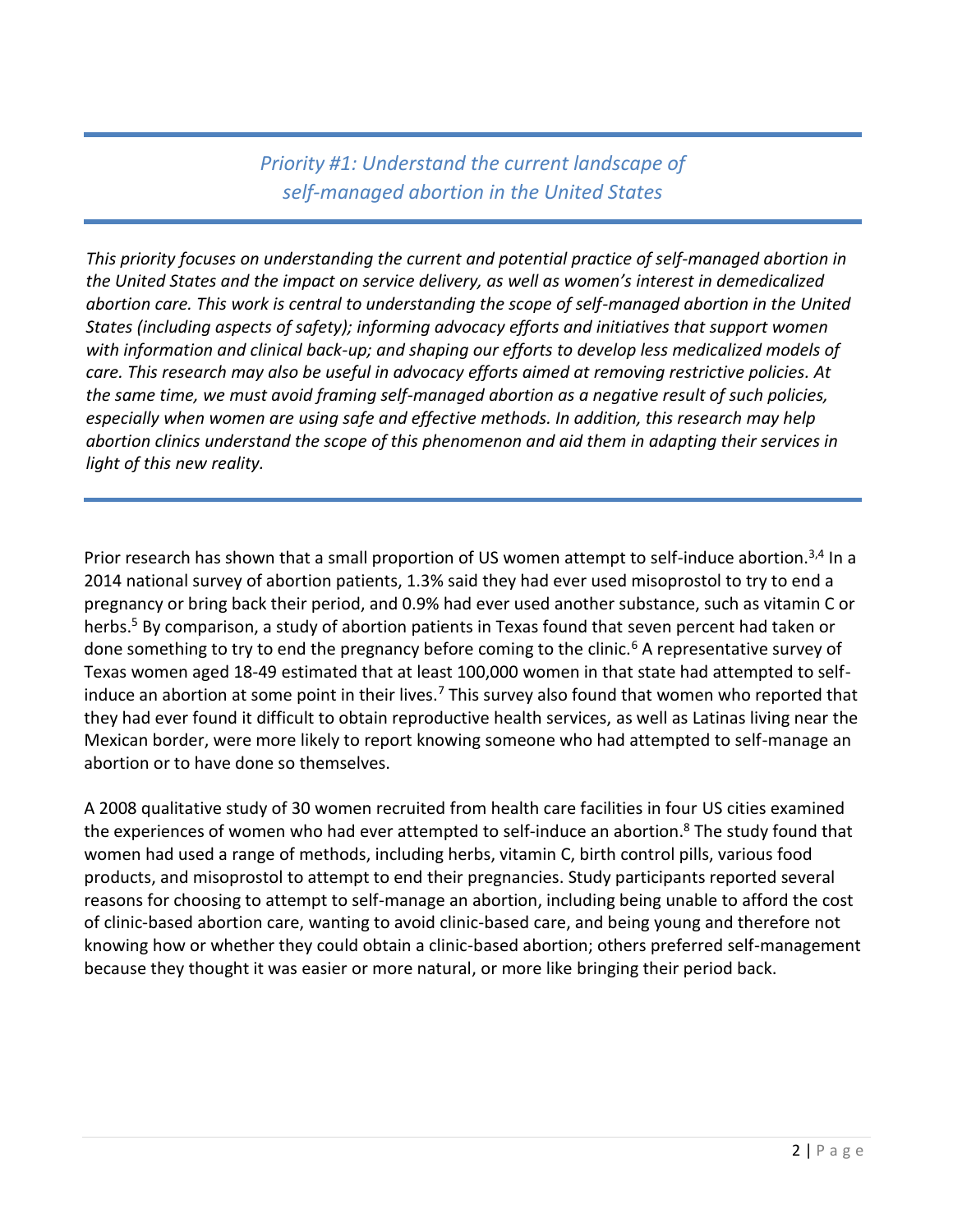## *Priority #1: Understand the current landscape of self-managed abortion in the United States*

*This priority focuses on understanding the current and potential practice of self-managed abortion in the United States and the impact on service delivery, as well as women's interest in demedicalized abortion care. This work is central to understanding the scope of self-managed abortion in the United States (including aspects of safety); informing advocacy efforts and initiatives that support women with information and clinical back-up; and shaping our efforts to develop less medicalized models of care. This research may also be useful in advocacy efforts aimed at removing restrictive policies. At the same time, we must avoid framing self-managed abortion as a negative result of such policies, especially when women are using safe and effective methods. In addition, this research may help abortion clinics understand the scope of this phenomenon and aid them in adapting their services in light of this new reality.*

Prior research has shown that a small proportion of US women attempt to self-induce abortion.[3,4] In a 2014 national survey of abortion patients, 1.3% said they had ever used misoprostol to try to end a pregnancy or bring back their period, and 0.9% had ever used another substance, such as vitamin C or herbs.[5] By comparison, a study of abortion patients in Texas found that seven percent had taken or done something to try to end the pregnancy before coming to the clinic.[6] A representative survey of Texas women aged 18-49 estimated that at least 100,000 women in that state had attempted to self-induce an abortion at some point in their lives.[7] This survey also found that women who reported that they had ever found it difficult to obtain reproductive health services, as well as Latinas living near the Mexican border, were more likely to report knowing someone who had attempted to self-manage an abortion or to have done so themselves.

A 2008 qualitative study of 30 women recruited from health care facilities in four US cities examined the experiences of women who had ever attempted to self-induce an abortion.[8] The study found that women had used a range of methods, including herbs, vitamin C, birth control pills, various food products, and misoprostol to attempt to end their pregnancies. Study participants reported several reasons for choosing to attempt to self-manage an abortion, including being unable to afford the cost of clinic-based abortion care, wanting to avoid clinic-based care, and being young and therefore not knowing how or whether they could obtain a clinic-based abortion; others preferred self-management because they thought it was easier or more natural, or more like bringing their period back.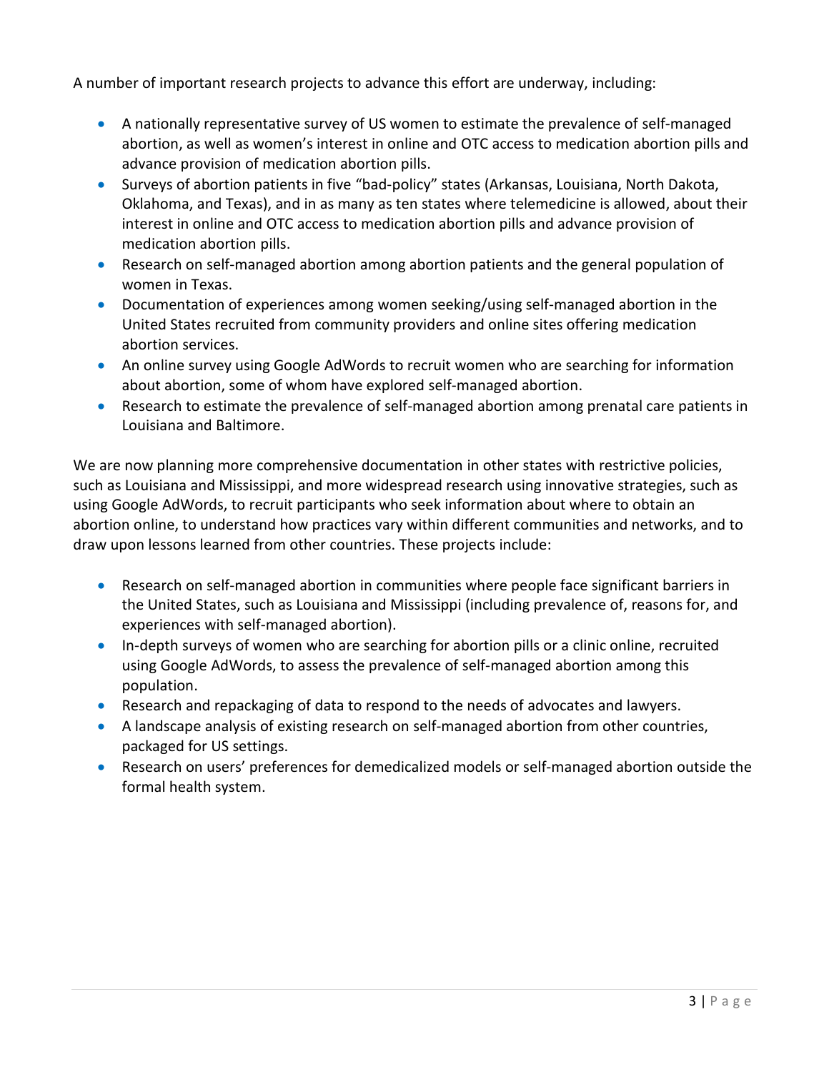A number of important research projects to advance this effort are underway, including:

- A nationally representative survey of US women to estimate the prevalence of self-managed abortion, as well as women's interest in online and OTC access to medication abortion pills and advance provision of medication abortion pills.
- Surveys of abortion patients in five "bad-policy" states (Arkansas, Louisiana, North Dakota, Oklahoma, and Texas), and in as many as ten states where telemedicine is allowed, about their interest in online and OTC access to medication abortion pills and advance provision of medication abortion pills.
- Research on self-managed abortion among abortion patients and the general population of women in Texas.
- Documentation of experiences among women seeking/using self-managed abortion in the United States recruited from community providers and online sites offering medication abortion services.
- An online survey using Google AdWords to recruit women who are searching for information about abortion, some of whom have explored self-managed abortion.
- Research to estimate the prevalence of self-managed abortion among prenatal care patients in Louisiana and Baltimore.

We are now planning more comprehensive documentation in other states with restrictive policies, such as Louisiana and Mississippi, and more widespread research using innovative strategies, such as using Google AdWords, to recruit participants who seek information about where to obtain an abortion online, to understand how practices vary within different communities and networks, and to draw upon lessons learned from other countries. These projects include:

- Research on self-managed abortion in communities where people face significant barriers in the United States, such as Louisiana and Mississippi (including prevalence of, reasons for, and experiences with self-managed abortion).
- In-depth surveys of women who are searching for abortion pills or a clinic online, recruited using Google AdWords, to assess the prevalence of self-managed abortion among this population.
- Research and repackaging of data to respond to the needs of advocates and lawyers.
- A landscape analysis of existing research on self-managed abortion from other countries, packaged for US settings.
- Research on users' preferences for demedicalized models or self-managed abortion outside the formal health system.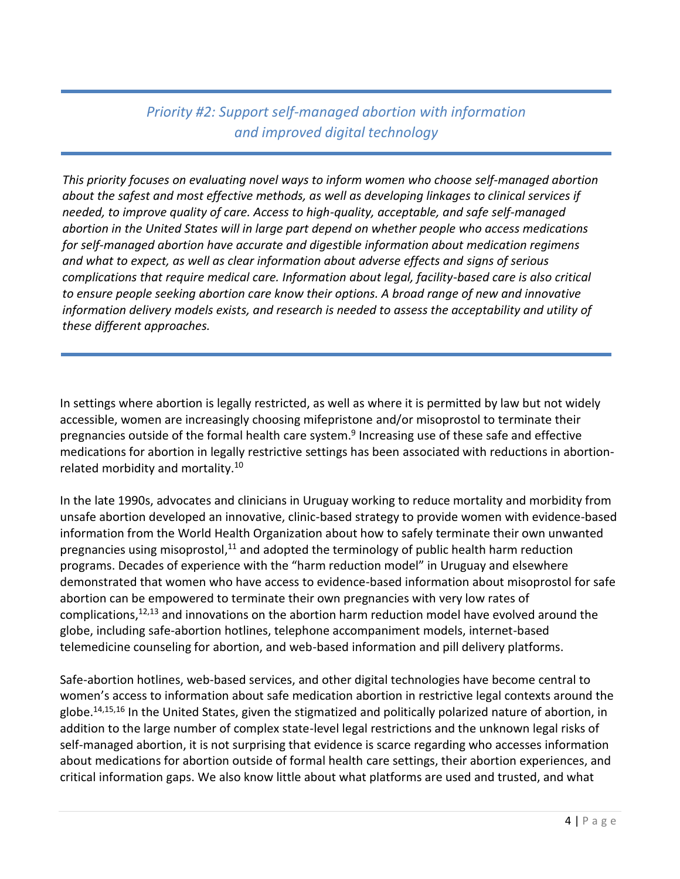## *Priority #2: Support self-managed abortion with information and improved digital technology*

*This priority focuses on evaluating novel ways to inform women who choose self-managed abortion about the safest and most effective methods, as well as developing linkages to clinical services if needed, to improve quality of care. Access to high-quality, acceptable, and safe self-managed abortion in the United States will in large part depend on whether people who access medications for self-managed abortion have accurate and digestible information about medication regimens and what to expect, as well as clear information about adverse effects and signs of serious complications that require medical care. Information about legal, facility-based care is also critical to ensure people seeking abortion care know their options. A broad range of new and innovative information delivery models exists, and research is needed to assess the acceptability and utility of these different approaches.*

In settings where abortion is legally restricted, as well as where it is permitted by law but not widely accessible, women are increasingly choosing mifepristone and/or misoprostol to terminate their pregnancies outside of the formal health care system.[9] Increasing use of these safe and effective medications for abortion in legally restrictive settings has been associated with reductions in abortion-related morbidity and mortality.[10]

In the late 1990s, advocates and clinicians in Uruguay working to reduce mortality and morbidity from unsafe abortion developed an innovative, clinic-based strategy to provide women with evidence-based information from the World Health Organization about how to safely terminate their own unwanted pregnancies using misoprostol,[11] and adopted the terminology of public health harm reduction programs. Decades of experience with the "harm reduction model" in Uruguay and elsewhere demonstrated that women who have access to evidence-based information about misoprostol for safe abortion can be empowered to terminate their own pregnancies with very low rates of complications,[12,13] and innovations on the abortion harm reduction model have evolved around the globe, including safe-abortion hotlines, telephone accompaniment models, internet-based telemedicine counseling for abortion, and web-based information and pill delivery platforms.

Safe-abortion hotlines, web-based services, and other digital technologies have become central to women's access to information about safe medication abortion in restrictive legal contexts around the globe.[14,15,16] In the United States, given the stigmatized and politically polarized nature of abortion, in addition to the large number of complex state-level legal restrictions and the unknown legal risks of self-managed abortion, it is not surprising that evidence is scarce regarding who accesses information about medications for abortion outside of formal health care settings, their abortion experiences, and critical information gaps. We also know little about what platforms are used and trusted, and what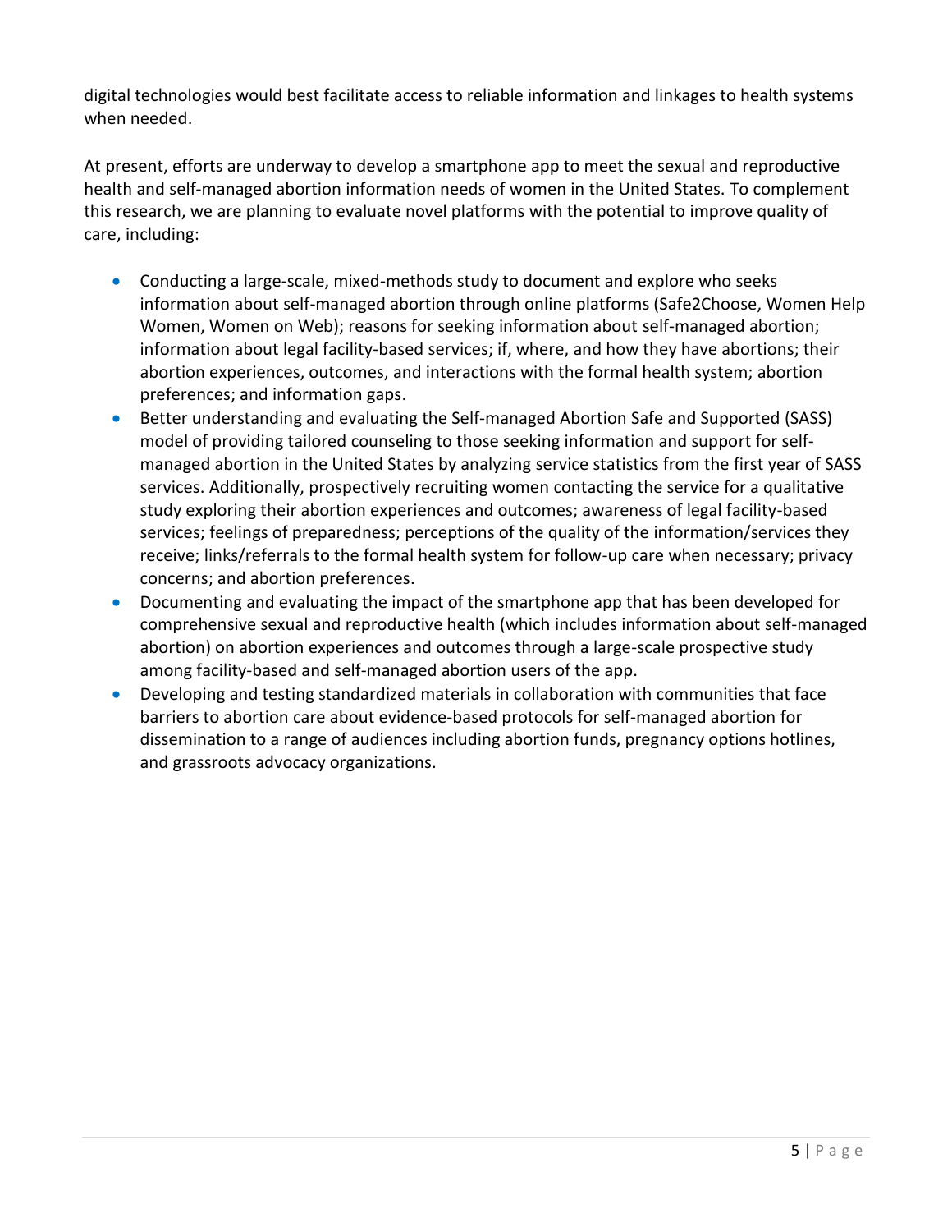digital technologies would best facilitate access to reliable information and linkages to health systems when needed.

At present, efforts are underway to develop a smartphone app to meet the sexual and reproductive health and self-managed abortion information needs of women in the United States. To complement this research, we are planning to evaluate novel platforms with the potential to improve quality of care, including:

- Conducting a large-scale, mixed-methods study to document and explore who seeks information about self-managed abortion through online platforms (Safe2Choose, Women Help Women, Women on Web); reasons for seeking information about self-managed abortion; information about legal facility-based services; if, where, and how they have abortions; their abortion experiences, outcomes, and interactions with the formal health system; abortion preferences; and information gaps.
- Better understanding and evaluating the Self-managed Abortion Safe and Supported (SASS) model of providing tailored counseling to those seeking information and support for self-managed abortion in the United States by analyzing service statistics from the first year of SASS services. Additionally, prospectively recruiting women contacting the service for a qualitative study exploring their abortion experiences and outcomes; awareness of legal facility-based services; feelings of preparedness; perceptions of the quality of the information/services they receive; links/referrals to the formal health system for follow-up care when necessary; privacy concerns; and abortion preferences.
- Documenting and evaluating the impact of the smartphone app that has been developed for comprehensive sexual and reproductive health (which includes information about self-managed abortion) on abortion experiences and outcomes through a large-scale prospective study among facility-based and self-managed abortion users of the app.
- Developing and testing standardized materials in collaboration with communities that face barriers to abortion care about evidence-based protocols for self-managed abortion for dissemination to a range of audiences including abortion funds, pregnancy options hotlines, and grassroots advocacy organizations.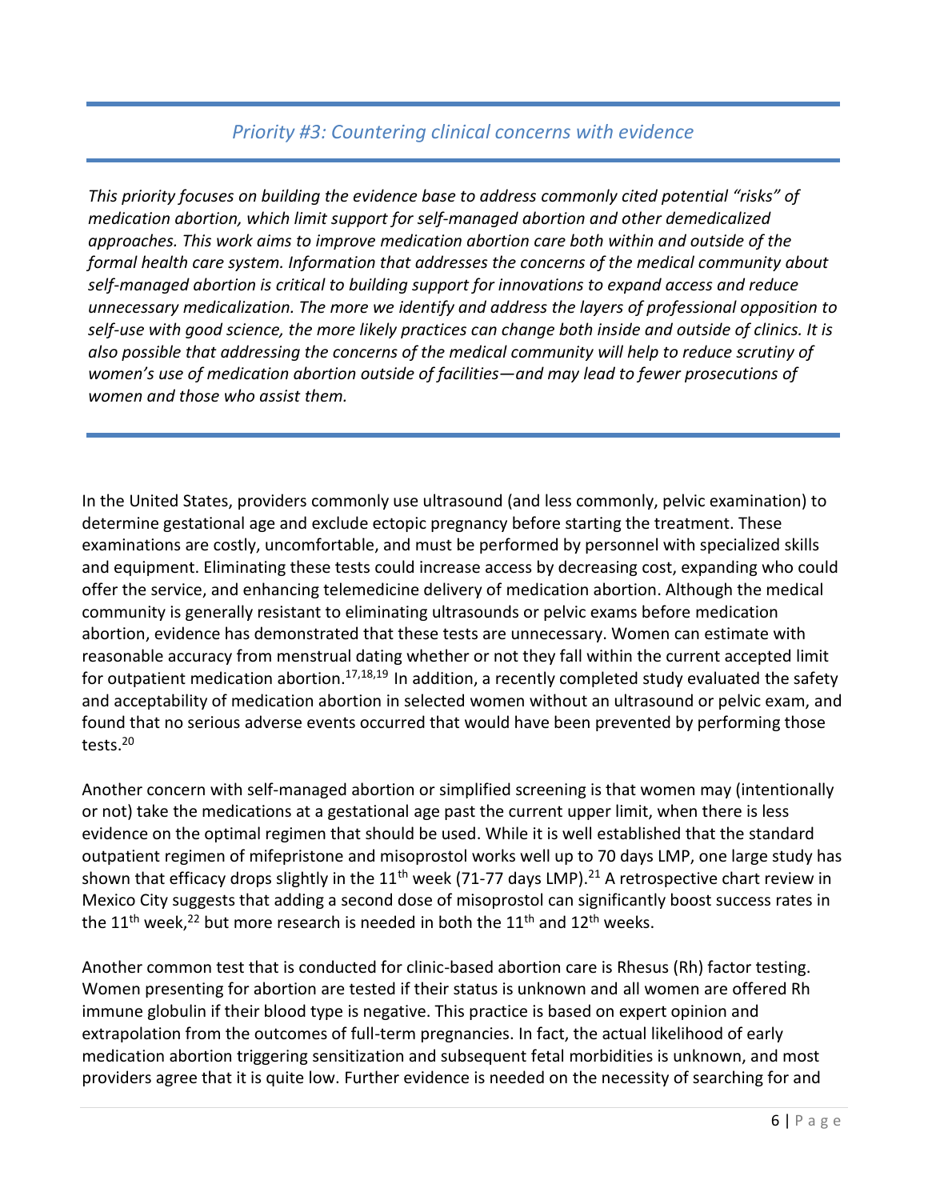## *Priority #3: Countering clinical concerns with evidence*

*This priority focuses on building the evidence base to address commonly cited potential "risks" of medication abortion, which limit support for self-managed abortion and other demedicalized approaches. This work aims to improve medication abortion care both within and outside of the formal health care system. Information that addresses the concerns of the medical community about self-managed abortion is critical to building support for innovations to expand access and reduce unnecessary medicalization. The more we identify and address the layers of professional opposition to self-use with good science, the more likely practices can change both inside and outside of clinics. It is also possible that addressing the concerns of the medical community will help to reduce scrutiny of women's use of medication abortion outside of facilities—and may lead to fewer prosecutions of women and those who assist them.*

In the United States, providers commonly use ultrasound (and less commonly, pelvic examination) to determine gestational age and exclude ectopic pregnancy before starting the treatment. These examinations are costly, uncomfortable, and must be performed by personnel with specialized skills and equipment. Eliminating these tests could increase access by decreasing cost, expanding who could offer the service, and enhancing telemedicine delivery of medication abortion. Although the medical community is generally resistant to eliminating ultrasounds or pelvic exams before medication abortion, evidence has demonstrated that these tests are unnecessary. Women can estimate with reasonable accuracy from menstrual dating whether or not they fall within the current accepted limit for outpatient medication abortion.[17,18,19] In addition, a recently completed study evaluated the safety and acceptability of medication abortion in selected women without an ultrasound or pelvic exam, and found that no serious adverse events occurred that would have been prevented by performing those tests.[20]

Another concern with self-managed abortion or simplified screening is that women may (intentionally or not) take the medications at a gestational age past the current upper limit, when there is less evidence on the optimal regimen that should be used. While it is well established that the standard outpatient regimen of mifepristone and misoprostol works well up to 70 days LMP, one large study has shown that efficacy drops slightly in the 11th week (71-77 days LMP).[21] A retrospective chart review in Mexico City suggests that adding a second dose of misoprostol can significantly boost success rates in the 11th week,[22] but more research is needed in both the 11th and 12th weeks.

Another common test that is conducted for clinic-based abortion care is Rhesus (Rh) factor testing. Women presenting for abortion are tested if their status is unknown and all women are offered Rh immune globulin if their blood type is negative. This practice is based on expert opinion and extrapolation from the outcomes of full-term pregnancies. In fact, the actual likelihood of early medication abortion triggering sensitization and subsequent fetal morbidities is unknown, and most providers agree that it is quite low. Further evidence is needed on the necessity of searching for and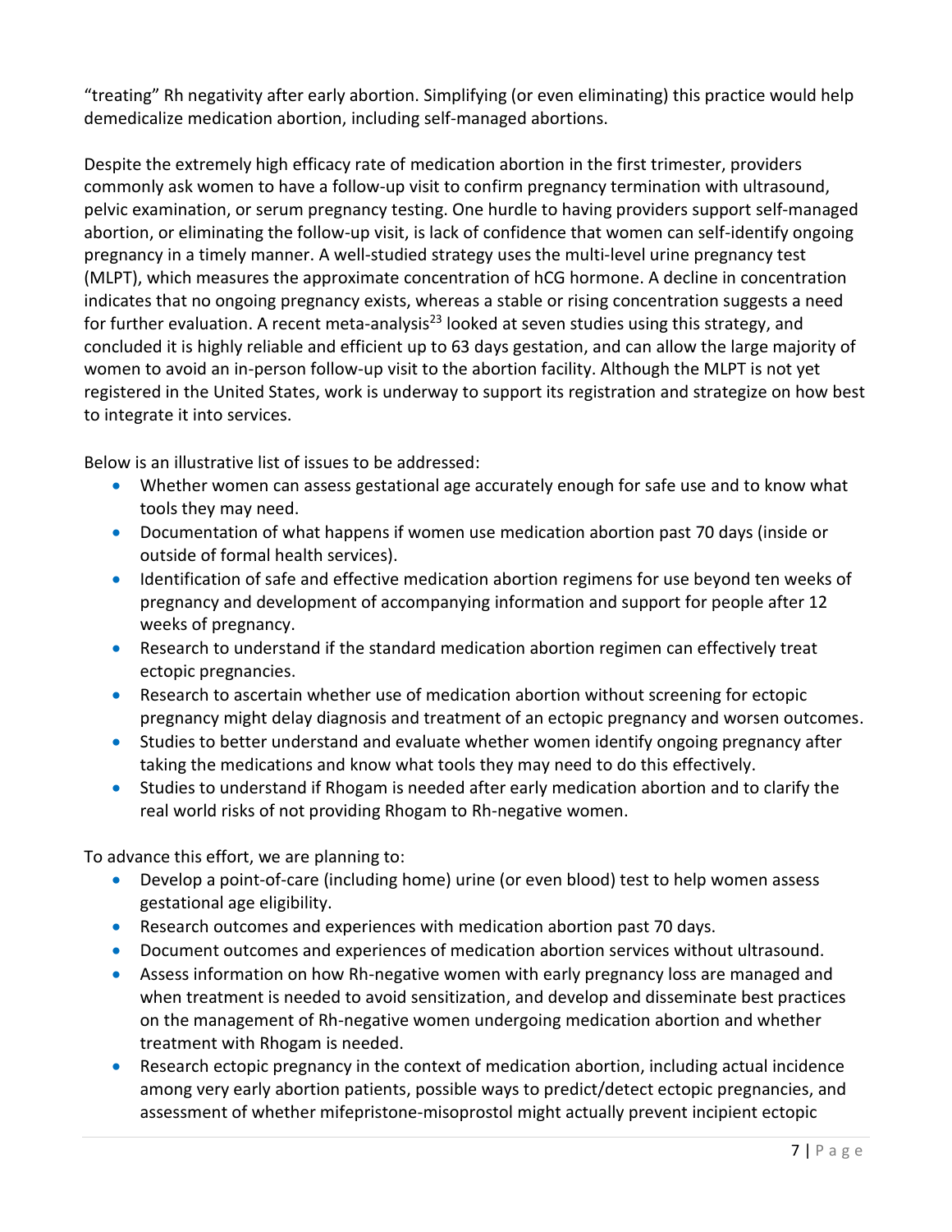"treating" Rh negativity after early abortion. Simplifying (or even eliminating) this practice would help demedicalize medication abortion, including self-managed abortions.

Despite the extremely high efficacy rate of medication abortion in the first trimester, providers commonly ask women to have a follow-up visit to confirm pregnancy termination with ultrasound, pelvic examination, or serum pregnancy testing. One hurdle to having providers support self-managed abortion, or eliminating the follow-up visit, is lack of confidence that women can self-identify ongoing pregnancy in a timely manner. A well-studied strategy uses the multi-level urine pregnancy test (MLPT), which measures the approximate concentration of hCG hormone. A decline in concentration indicates that no ongoing pregnancy exists, whereas a stable or rising concentration suggests a need for further evaluation. A recent meta-analysis[23] looked at seven studies using this strategy, and concluded it is highly reliable and efficient up to 63 days gestation, and can allow the large majority of women to avoid an in-person follow-up visit to the abortion facility. Although the MLPT is not yet registered in the United States, work is underway to support its registration and strategize on how best to integrate it into services.

Below is an illustrative list of issues to be addressed:

- Whether women can assess gestational age accurately enough for safe use and to know what tools they may need.
- Documentation of what happens if women use medication abortion past 70 days (inside or outside of formal health services).
- Identification of safe and effective medication abortion regimens for use beyond ten weeks of pregnancy and development of accompanying information and support for people after 12 weeks of pregnancy.
- Research to understand if the standard medication abortion regimen can effectively treat ectopic pregnancies.
- Research to ascertain whether use of medication abortion without screening for ectopic pregnancy might delay diagnosis and treatment of an ectopic pregnancy and worsen outcomes.
- Studies to better understand and evaluate whether women identify ongoing pregnancy after taking the medications and know what tools they may need to do this effectively.
- Studies to understand if Rhogam is needed after early medication abortion and to clarify the real world risks of not providing Rhogam to Rh-negative women.

To advance this effort, we are planning to:

- Develop a point-of-care (including home) urine (or even blood) test to help women assess gestational age eligibility.
- Research outcomes and experiences with medication abortion past 70 days.
- Document outcomes and experiences of medication abortion services without ultrasound.
- Assess information on how Rh-negative women with early pregnancy loss are managed and when treatment is needed to avoid sensitization, and develop and disseminate best practices on the management of Rh-negative women undergoing medication abortion and whether treatment with Rhogam is needed.
- Research ectopic pregnancy in the context of medication abortion, including actual incidence among very early abortion patients, possible ways to predict/detect ectopic pregnancies, and assessment of whether mifepristone-misoprostol might actually prevent incipient ectopic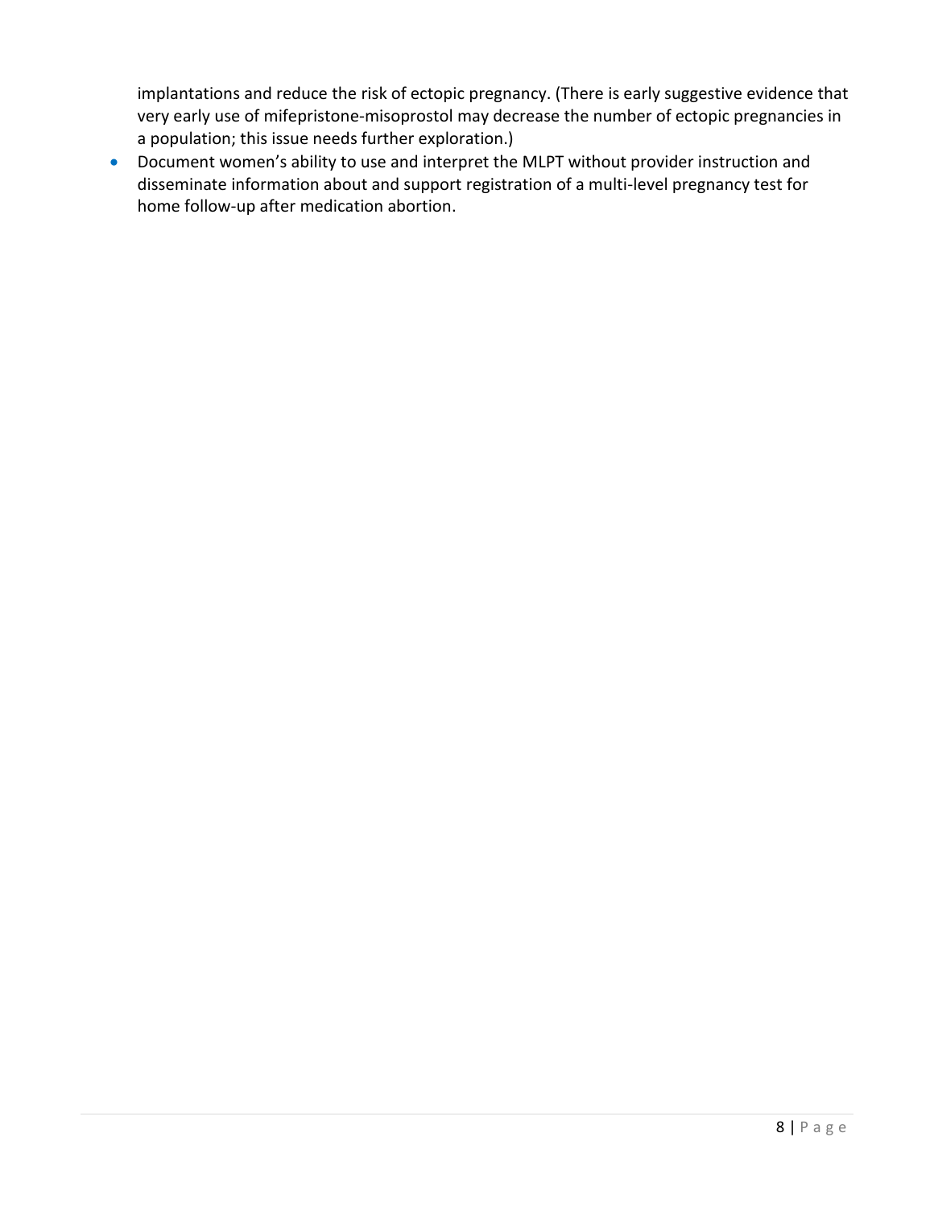implantations and reduce the risk of ectopic pregnancy. (There is early suggestive evidence that very early use of mifepristone-misoprostol may decrease the number of ectopic pregnancies in a population; this issue needs further exploration.)

- Document women's ability to use and interpret the MLPT without provider instruction and disseminate information about and support registration of a multi-level pregnancy test for home follow-up after medication abortion.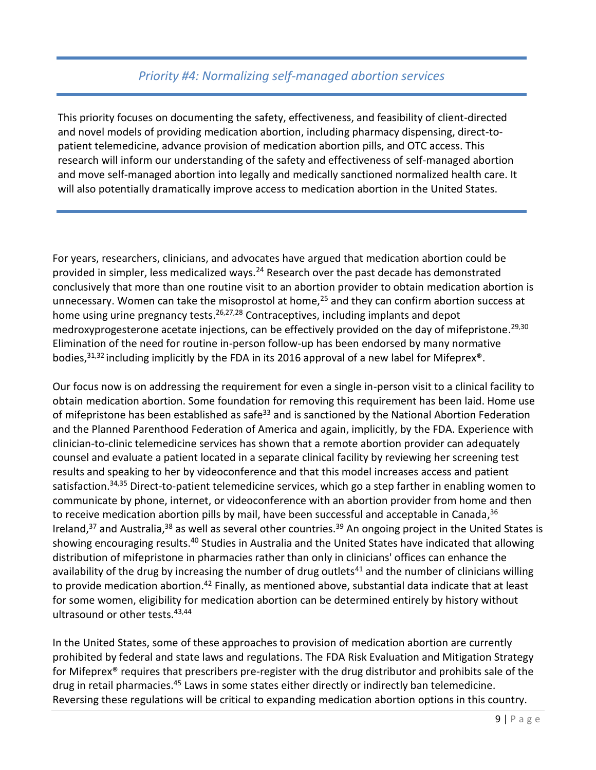## *Priority #4: Normalizing self-managed abortion services*

This priority focuses on documenting the safety, effectiveness, and feasibility of client-directed and novel models of providing medication abortion, including pharmacy dispensing, direct-to-patient telemedicine, advance provision of medication abortion pills, and OTC access. This research will inform our understanding of the safety and effectiveness of self-managed abortion and move self-managed abortion into legally and medically sanctioned normalized health care. It will also potentially dramatically improve access to medication abortion in the United States.

For years, researchers, clinicians, and advocates have argued that medication abortion could be provided in simpler, less medicalized ways.[24] Research over the past decade has demonstrated conclusively that more than one routine visit to an abortion provider to obtain medication abortion is unnecessary. Women can take the misoprostol at home,[25] and they can confirm abortion success at home using urine pregnancy tests.[26,27,28] Contraceptives, including implants and depot medroxyprogesterone acetate injections, can be effectively provided on the day of mifepristone.[29,30] Elimination of the need for routine in-person follow-up has been endorsed by many normative bodies,[31,32] including implicitly by the FDA in its 2016 approval of a new label for Mifeprex®.

Our focus now is on addressing the requirement for even a single in-person visit to a clinical facility to obtain medication abortion. Some foundation for removing this requirement has been laid. Home use of mifepristone has been established as safe[33] and is sanctioned by the National Abortion Federation and the Planned Parenthood Federation of America and again, implicitly, by the FDA. Experience with clinician-to-clinic telemedicine services has shown that a remote abortion provider can adequately counsel and evaluate a patient located in a separate clinical facility by reviewing her screening test results and speaking to her by videoconference and that this model increases access and patient satisfaction.[34,35] Direct-to-patient telemedicine services, which go a step farther in enabling women to communicate by phone, internet, or videoconference with an abortion provider from home and then to receive medication abortion pills by mail, have been successful and acceptable in Canada,[36] Ireland,[37] and Australia,[38] as well as several other countries.[39] An ongoing project in the United States is showing encouraging results.[40] Studies in Australia and the United States have indicated that allowing distribution of mifepristone in pharmacies rather than only in clinicians' offices can enhance the availability of the drug by increasing the number of drug outlets[41] and the number of clinicians willing to provide medication abortion.[42] Finally, as mentioned above, substantial data indicate that at least for some women, eligibility for medication abortion can be determined entirely by history without ultrasound or other tests.[43,44]

In the United States, some of these approaches to provision of medication abortion are currently prohibited by federal and state laws and regulations. The FDA Risk Evaluation and Mitigation Strategy for Mifeprex® requires that prescribers pre-register with the drug distributor and prohibits sale of the drug in retail pharmacies.[45] Laws in some states either directly or indirectly ban telemedicine. Reversing these regulations will be critical to expanding medication abortion options in this country.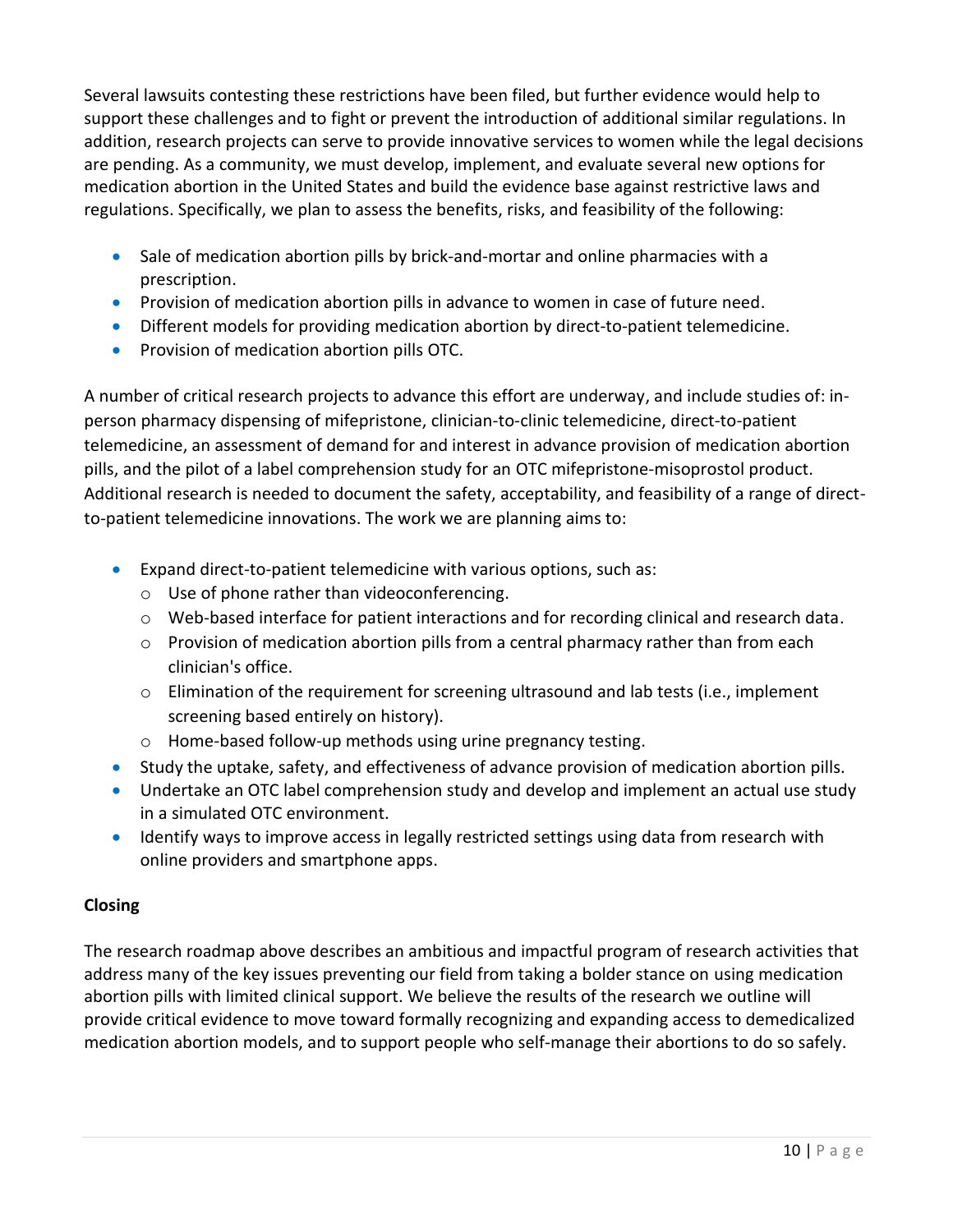Several lawsuits contesting these restrictions have been filed, but further evidence would help to support these challenges and to fight or prevent the introduction of additional similar regulations. In addition, research projects can serve to provide innovative services to women while the legal decisions are pending. As a community, we must develop, implement, and evaluate several new options for medication abortion in the United States and build the evidence base against restrictive laws and regulations. Specifically, we plan to assess the benefits, risks, and feasibility of the following:

- Sale of medication abortion pills by brick-and-mortar and online pharmacies with a prescription.
- Provision of medication abortion pills in advance to women in case of future need.
- Different models for providing medication abortion by direct-to-patient telemedicine.
- Provision of medication abortion pills OTC.

A number of critical research projects to advance this effort are underway, and include studies of: in-person pharmacy dispensing of mifepristone, clinician-to-clinic telemedicine, direct-to-patient telemedicine, an assessment of demand for and interest in advance provision of medication abortion pills, and the pilot of a label comprehension study for an OTC mifepristone-misoprostol product. Additional research is needed to document the safety, acceptability, and feasibility of a range of direct-to-patient telemedicine innovations. The work we are planning aims to:

- Expand direct-to-patient telemedicine with various options, such as:
  - Use of phone rather than videoconferencing.
  - Web-based interface for patient interactions and for recording clinical and research data.
  - Provision of medication abortion pills from a central pharmacy rather than from each clinician's office.
  - Elimination of the requirement for screening ultrasound and lab tests (i.e., implement screening based entirely on history).
  - Home-based follow-up methods using urine pregnancy testing.
- Study the uptake, safety, and effectiveness of advance provision of medication abortion pills.
- Undertake an OTC label comprehension study and develop and implement an actual use study in a simulated OTC environment.
- Identify ways to improve access in legally restricted settings using data from research with online providers and smartphone apps.

**Closing**

The research roadmap above describes an ambitious and impactful program of research activities that address many of the key issues preventing our field from taking a bolder stance on using medication abortion pills with limited clinical support. We believe the results of the research we outline will provide critical evidence to move toward formally recognizing and expanding access to demedicalized medication abortion models, and to support people who self-manage their abortions to do so safely.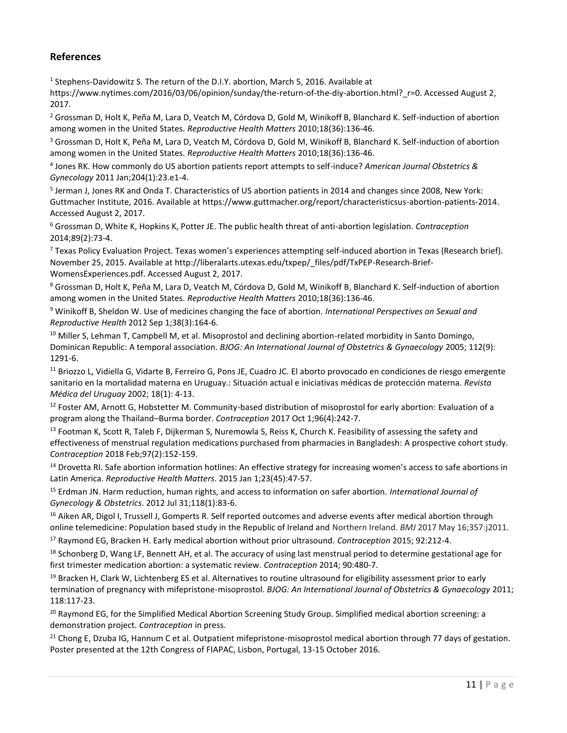## References

[1] Stephens-Davidowitz S. The return of the D.I.Y. abortion, March 5, 2016. Available at https://www.nytimes.com/2016/03/06/opinion/sunday/the-return-of-the-diy-abortion.html?_r=0. Accessed August 2, 2017.

[2] Grossman D, Holt K, Peña M, Lara D, Veatch M, Córdova D, Gold M, Winikoff B, Blanchard K. Self-induction of abortion among women in the United States. *Reproductive Health Matters* 2010;18(36):136-46.

[3] Grossman D, Holt K, Peña M, Lara D, Veatch M, Córdova D, Gold M, Winikoff B, Blanchard K. Self-induction of abortion among women in the United States. *Reproductive Health Matters* 2010;18(36):136-46.

[4] Jones RK. How commonly do US abortion patients report attempts to self-induce? *American Journal Obstetrics & Gynecology* 2011 Jan;204(1):23.e1-4.

[5] Jerman J, Jones RK and Onda T. Characteristics of US abortion patients in 2014 and changes since 2008, New York: Guttmacher Institute, 2016. Available at https://www.guttmacher.org/report/characteristicsus-abortion-patients-2014. Accessed August 2, 2017.

[6] Grossman D, White K, Hopkins K, Potter JE. The public health threat of anti-abortion legislation. *Contraception* 2014;89(2):73-4.

[7] Texas Policy Evaluation Project. Texas women's experiences attempting self-induced abortion in Texas (Research brief). November 25, 2015. Available at http://liberalarts.utexas.edu/txpep/_files/pdf/TxPEP-Research-Brief-WomensExperiences.pdf. Accessed August 2, 2017.

[8] Grossman D, Holt K, Peña M, Lara D, Veatch M, Córdova D, Gold M, Winikoff B, Blanchard K. Self-induction of abortion among women in the United States. *Reproductive Health Matters* 2010;18(36):136-46.

[9] Winikoff B, Sheldon W. Use of medicines changing the face of abortion. *International Perspectives on Sexual and Reproductive Health* 2012 Sep 1;38(3):164-6.

[10] Miller S, Lehman T, Campbell M, et al. Misoprostol and declining abortion-related morbidity in Santo Domingo, Dominican Republic: A temporal association. *BJOG: An International Journal of Obstetrics & Gynaecology* 2005; 112(9): 1291-6.

[11] Briozzo L, Vidiella G, Vidarte B, Ferreiro G, Pons JE, Cuadro JC. El aborto provocado en condiciones de riesgo emergente sanitario en la mortalidad materna en Uruguay.: Situación actual e iniciativas médicas de protección materna. *Revista Médica del Uruguay* 2002; 18(1): 4-13.

[12] Foster AM, Arnott G, Hobstetter M. Community-based distribution of misoprostol for early abortion: Evaluation of a program along the Thailand–Burma border. *Contraception* 2017 Oct 1;96(4):242-7.

[13] Footman K, Scott R, Taleb F, Dijkerman S, Nuremowla S, Reiss K, Church K. Feasibility of assessing the safety and effectiveness of menstrual regulation medications purchased from pharmacies in Bangladesh: A prospective cohort study. *Contraception* 2018 Feb;97(2):152-159.

[14] Drovetta RI. Safe abortion information hotlines: An effective strategy for increasing women's access to safe abortions in Latin America. *Reproductive Health Matters*. 2015 Jan 1;23(45):47-57.

[15] Erdman JN. Harm reduction, human rights, and access to information on safer abortion. *International Journal of Gynecology & Obstetrics*. 2012 Jul 31;118(1):83-6.

[16] Aiken AR, Digol I, Trussell J, Gomperts R. Self reported outcomes and adverse events after medical abortion through online telemedicine: Population based study in the Republic of Ireland and Northern Ireland. *BMJ* 2017 May 16;357:j2011.

[17] Raymond EG, Bracken H. Early medical abortion without prior ultrasound. *Contraception* 2015; 92:212-4.

[18] Schonberg D, Wang LF, Bennett AH, et al. The accuracy of using last menstrual period to determine gestational age for first trimester medication abortion: a systematic review. *Contraception* 2014; 90:480-7.

[19] Bracken H, Clark W, Lichtenberg ES et al. Alternatives to routine ultrasound for eligibility assessment prior to early termination of pregnancy with mifepristone-misoprostol. *BJOG: An International Journal of Obstetrics & Gynaecology* 2011; 118:117-23.

[20] Raymond EG, for the Simplified Medical Abortion Screening Study Group. Simplified medical abortion screening: a demonstration project. *Contraception* in press.

[21] Chong E, Dzuba IG, Hannum C et al. Outpatient mifepristone-misoprostol medical abortion through 77 days of gestation. Poster presented at the 12th Congress of FIAPAC, Lisbon, Portugal, 13-15 October 2016.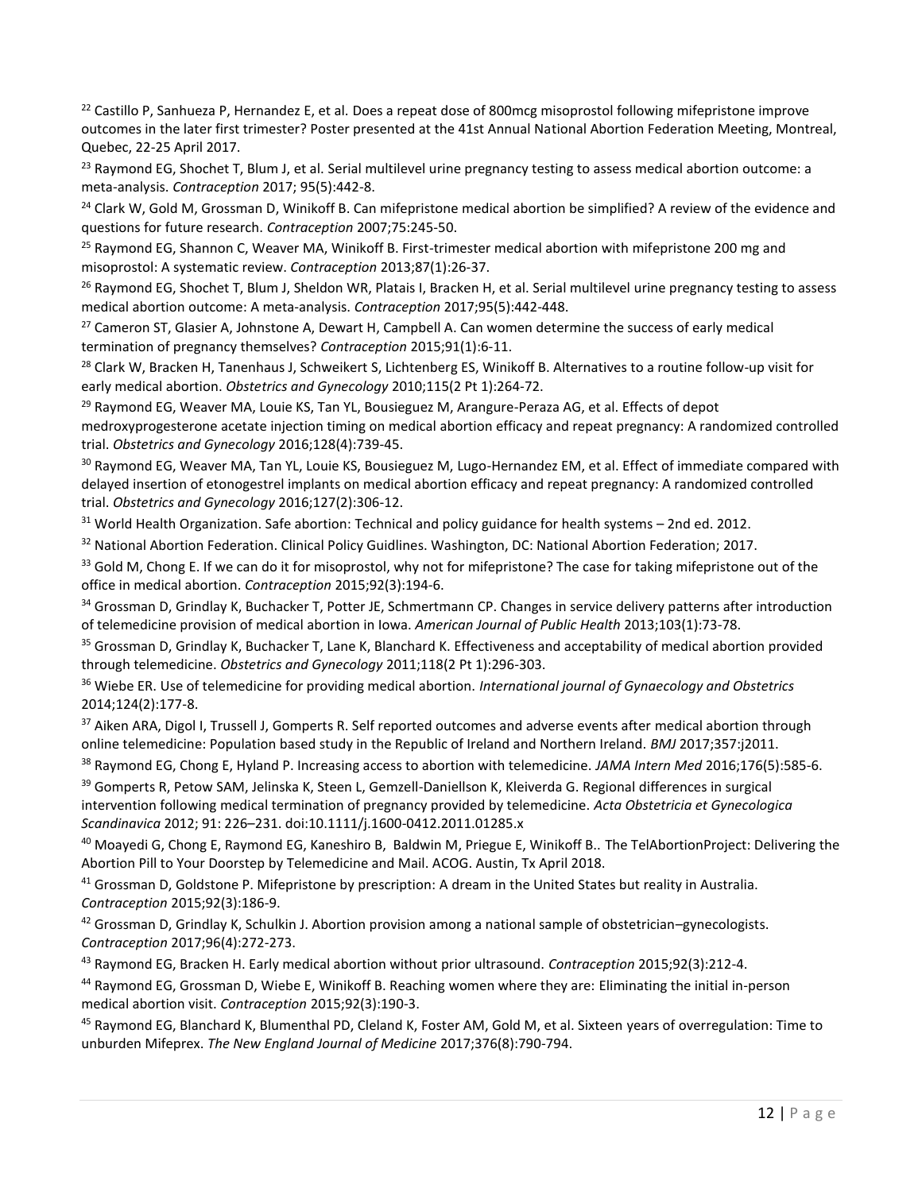[22] Castillo P, Sanhueza P, Hernandez E, et al. Does a repeat dose of 800mcg misoprostol following mifepristone improve outcomes in the later first trimester? Poster presented at the 41st Annual National Abortion Federation Meeting, Montreal, Quebec, 22-25 April 2017.

[23] Raymond EG, Shochet T, Blum J, et al. Serial multilevel urine pregnancy testing to assess medical abortion outcome: a meta-analysis. *Contraception* 2017; 95(5):442-8.

[24] Clark W, Gold M, Grossman D, Winikoff B. Can mifepristone medical abortion be simplified? A review of the evidence and questions for future research. *Contraception* 2007;75:245-50.

[25] Raymond EG, Shannon C, Weaver MA, Winikoff B. First-trimester medical abortion with mifepristone 200 mg and misoprostol: A systematic review. *Contraception* 2013;87(1):26-37.

[26] Raymond EG, Shochet T, Blum J, Sheldon WR, Platais I, Bracken H, et al. Serial multilevel urine pregnancy testing to assess medical abortion outcome: A meta-analysis. *Contraception* 2017;95(5):442-448.

[27] Cameron ST, Glasier A, Johnstone A, Dewart H, Campbell A. Can women determine the success of early medical termination of pregnancy themselves? *Contraception* 2015;91(1):6-11.

[28] Clark W, Bracken H, Tanenhaus J, Schweikert S, Lichtenberg ES, Winikoff B. Alternatives to a routine follow-up visit for early medical abortion. *Obstetrics and Gynecology* 2010;115(2 Pt 1):264-72.

[29] Raymond EG, Weaver MA, Louie KS, Tan YL, Bousieguez M, Arangure-Peraza AG, et al. Effects of depot medroxyprogesterone acetate injection timing on medical abortion efficacy and repeat pregnancy: A randomized controlled trial. *Obstetrics and Gynecology* 2016;128(4):739-45.

[30] Raymond EG, Weaver MA, Tan YL, Louie KS, Bousieguez M, Lugo-Hernandez EM, et al. Effect of immediate compared with delayed insertion of etonogestrel implants on medical abortion efficacy and repeat pregnancy: A randomized controlled trial. *Obstetrics and Gynecology* 2016;127(2):306-12.

[31] World Health Organization. Safe abortion: Technical and policy guidance for health systems – 2nd ed. 2012.

[32] National Abortion Federation. Clinical Policy Guidlines. Washington, DC: National Abortion Federation; 2017.

[33] Gold M, Chong E. If we can do it for misoprostol, why not for mifepristone? The case for taking mifepristone out of the office in medical abortion. *Contraception* 2015;92(3):194-6.

[34] Grossman D, Grindlay K, Buchacker T, Potter JE, Schmertmann CP. Changes in service delivery patterns after introduction of telemedicine provision of medical abortion in Iowa. *American Journal of Public Health* 2013;103(1):73-78.

[35] Grossman D, Grindlay K, Buchacker T, Lane K, Blanchard K. Effectiveness and acceptability of medical abortion provided through telemedicine. *Obstetrics and Gynecology* 2011;118(2 Pt 1):296-303.

[36] Wiebe ER. Use of telemedicine for providing medical abortion. *International journal of Gynaecology and Obstetrics* 2014;124(2):177-8.

[37] Aiken ARA, Digol I, Trussell J, Gomperts R. Self reported outcomes and adverse events after medical abortion through online telemedicine: Population based study in the Republic of Ireland and Northern Ireland. *BMJ* 2017;357:j2011.

[38] Raymond EG, Chong E, Hyland P. Increasing access to abortion with telemedicine. *JAMA Intern Med* 2016;176(5):585-6.

[39] Gomperts R, Petow SAM, Jelinska K, Steen L, Gemzell-Daniellson K, Kleiverda G. Regional differences in surgical intervention following medical termination of pregnancy provided by telemedicine. *Acta Obstetricia et Gynecologica Scandinavica* 2012; 91: 226–231. doi:10.1111/j.1600-0412.2011.01285.x

[40] Moayedi G, Chong E, Raymond EG, Kaneshiro B, Baldwin M, Priegue E, Winikoff B.. The TelAbortionProject: Delivering the Abortion Pill to Your Doorstep by Telemedicine and Mail. ACOG. Austin, Tx April 2018.

[41] Grossman D, Goldstone P. Mifepristone by prescription: A dream in the United States but reality in Australia. *Contraception* 2015;92(3):186-9.

[42] Grossman D, Grindlay K, Schulkin J. Abortion provision among a national sample of obstetrician–gynecologists. *Contraception* 2017;96(4):272-273.

[43] Raymond EG, Bracken H. Early medical abortion without prior ultrasound. *Contraception* 2015;92(3):212-4.

[44] Raymond EG, Grossman D, Wiebe E, Winikoff B. Reaching women where they are: Eliminating the initial in-person medical abortion visit. *Contraception* 2015;92(3):190-3.

[45] Raymond EG, Blanchard K, Blumenthal PD, Cleland K, Foster AM, Gold M, et al. Sixteen years of overregulation: Time to unburden Mifeprex. *The New England Journal of Medicine* 2017;376(8):790-794.